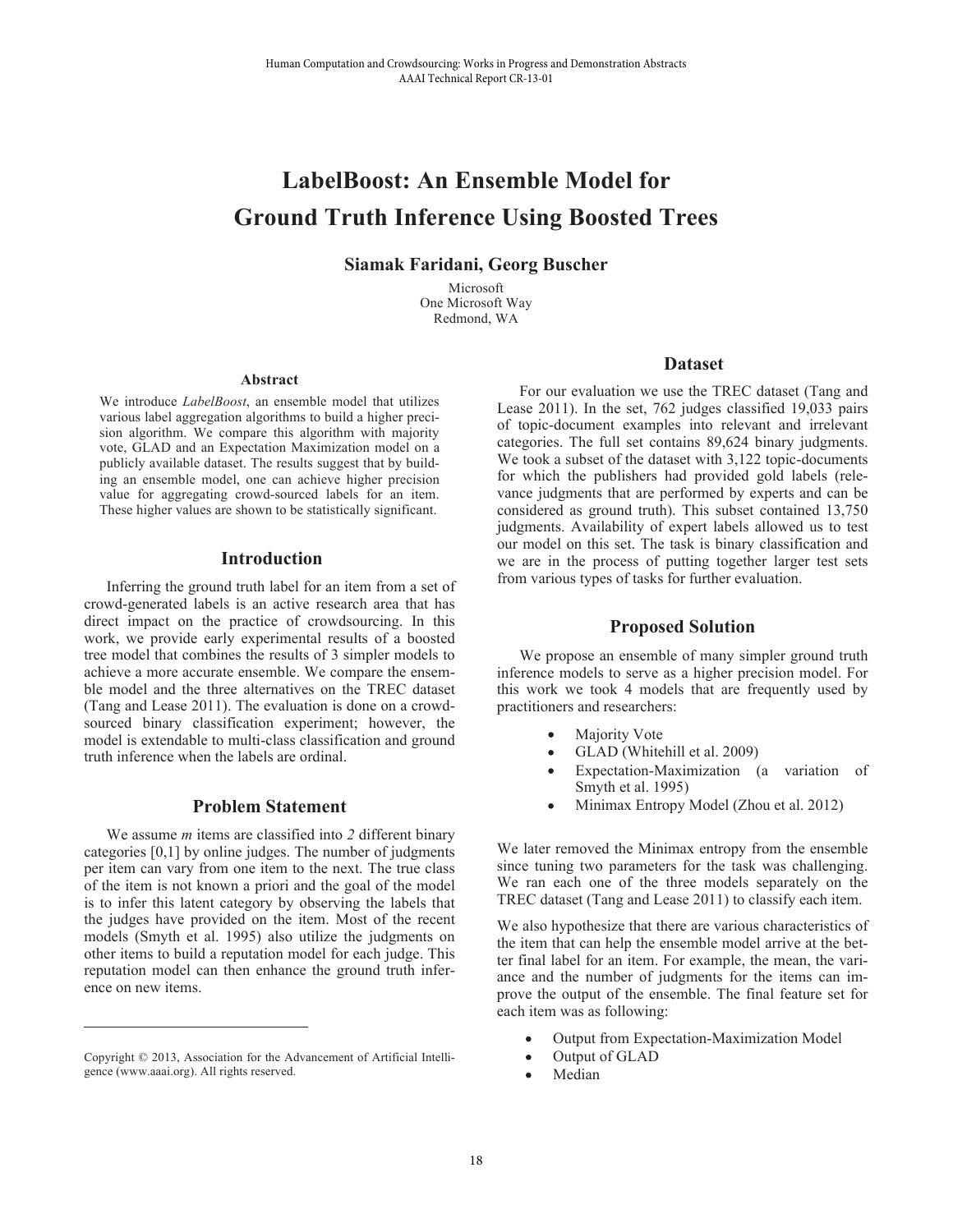# LabelBoost: An Ensemble Model for Ground Truth Inference Using Boosted Trees

**Siamak Faridani, Georg Buscher**

Microsoft
One Microsoft Way
Redmond, WA

### Abstract

We introduce *LabelBoost*, an ensemble model that utilizes various label aggregation algorithms to build a higher precision algorithm. We compare this algorithm with majority vote, GLAD and an Expectation Maximization model on a publicly available dataset. The results suggest that by building an ensemble model, one can achieve higher precision value for aggregating crowd-sourced labels for an item. These higher values are shown to be statistically significant.

## Introduction

Inferring the ground truth label for an item from a set of crowd-generated labels is an active research area that has direct impact on the practice of crowdsourcing. In this work, we provide early experimental results of a boosted tree model that combines the results of 3 simpler models to achieve a more accurate ensemble. We compare the ensemble model and the three alternatives on the TREC dataset (Tang and Lease 2011). The evaluation is done on a crowd-sourced binary classification experiment; however, the model is extendable to multi-class classification and ground truth inference when the labels are ordinal.

## Problem Statement

We assume *m* items are classified into *2* different binary categories [0,1] by online judges. The number of judgments per item can vary from one item to the next. The true class of the item is not known a priori and the goal of the model is to infer this latent category by observing the labels that the judges have provided on the item. Most of the recent models (Smyth et al. 1995) also utilize the judgments on other items to build a reputation model for each judge. This reputation model can then enhance the ground truth inference on new items.

Copyright © 2013, Association for the Advancement of Artificial Intelligence (www.aaai.org). All rights reserved.

## Dataset

For our evaluation we use the TREC dataset (Tang and Lease 2011). In the set, 762 judges classified 19,033 pairs of topic-document examples into relevant and irrelevant categories. The full set contains 89,624 binary judgments. We took a subset of the dataset with 3,122 topic-documents for which the publishers had provided gold labels (relevance judgments that are performed by experts and can be considered as ground truth). This subset contained 13,750 judgments. Availability of expert labels allowed us to test our model on this set. The task is binary classification and we are in the process of putting together larger test sets from various types of tasks for further evaluation.

## Proposed Solution

We propose an ensemble of many simpler ground truth inference models to serve as a higher precision model. For this work we took 4 models that are frequently used by practitioners and researchers:

- Majority Vote
- GLAD (Whitehill et al. 2009)
- Expectation-Maximization (a variation of Smyth et al. 1995)
- Minimax Entropy Model (Zhou et al. 2012)

We later removed the Minimax entropy from the ensemble since tuning two parameters for the task was challenging. We ran each one of the three models separately on the TREC dataset (Tang and Lease 2011) to classify each item.

We also hypothesize that there are various characteristics of the item that can help the ensemble model arrive at the better final label for an item. For example, the mean, the variance and the number of judgments for the items can improve the output of the ensemble. The final feature set for each item was as following:

- Output from Expectation-Maximization Model
- Output of GLAD
- Median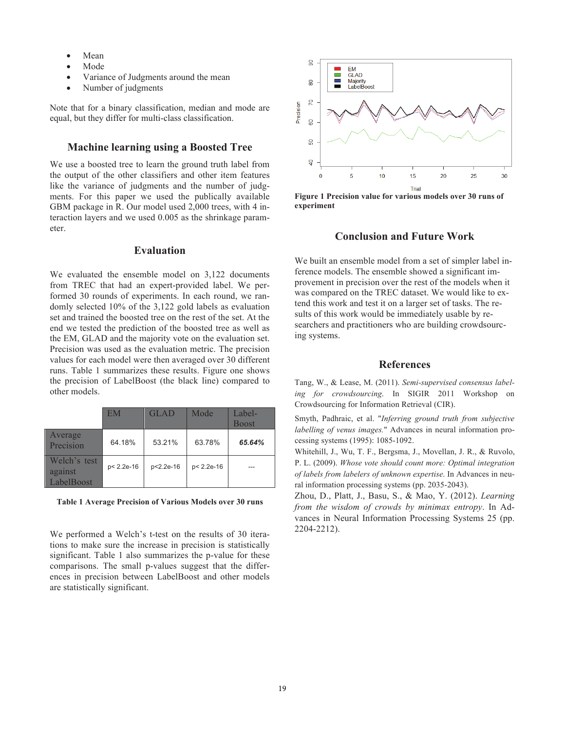- Mean
- Mode
- Variance of Judgments around the mean
- Number of judgments

Note that for a binary classification, median and mode are equal, but they differ for multi-class classification.

## Machine learning using a Boosted Tree

We use a boosted tree to learn the ground truth label from the output of the other classifiers and other item features like the variance of judgments and the number of judgments. For this paper we used the publically available GBM package in R. Our model used 2,000 trees, with 4 interaction layers and we used 0.005 as the shrinkage parameter.

## Evaluation

We evaluated the ensemble model on 3,122 documents from TREC that had an expert-provided label. We performed 30 rounds of experiments. In each round, we randomly selected 10% of the 3,122 gold labels as evaluation set and trained the boosted tree on the rest of the set. At the end we tested the prediction of the boosted tree as well as the EM, GLAD and the majority vote on the evaluation set. Precision was used as the evaluation metric. The precision values for each model were then averaged over 30 different runs. Table 1 summarizes these results. Figure one shows the precision of LabelBoost (the black line) compared to other models.

| | EM | GLAD | Mode | Label-Boost |
|---|---|---|---|---|
| Average Precision | 64.18% | 53.21% | 63.78% | ***65.64%*** |
| Welch's test against LabelBoost | p< 2.2e-16 | p<2.2e-16 | p< 2.2e-16 | --- |

**Table 1 Average Precision of Various Models over 30 runs**

We performed a Welch's t-test on the results of 30 iterations to make sure the increase in precision is statistically significant. Table 1 also summarizes the p-value for these comparisons. The small p-values suggest that the differences in precision between LabelBoost and other models are statistically significant.

EM
GLAD
Majority
LabelBoost
Precision
40
50
60
70
80
90
0
5
10
15
20
25
30
Trial

**Figure 1 Precision value for various models over 30 runs of experiment**

## Conclusion and Future Work

We built an ensemble model from a set of simpler label inference models. The ensemble showed a significant improvement in precision over the rest of the models when it was compared on the TREC dataset. We would like to extend this work and test it on a larger set of tasks. The results of this work would be immediately usable by researchers and practitioners who are building crowdsourcing systems.

## References

Tang, W., & Lease, M. (2011). *Semi-supervised consensus labeling for crowdsourcing*. In SIGIR 2011 Workshop on Crowdsourcing for Information Retrieval (CIR).

Smyth, Padhraic, et al. "*Inferring ground truth from subjective labelling of venus images.*" Advances in neural information processing systems (1995): 1085-1092.

Whitehill, J., Wu, T. F., Bergsma, J., Movellan, J. R., & Ruvolo, P. L. (2009). *Whose vote should count more: Optimal integration of labels from labelers of unknown expertise*. In Advances in neural information processing systems (pp. 2035-2043).

Zhou, D., Platt, J., Basu, S., & Mao, Y. (2012). *Learning from the wisdom of crowds by minimax entropy*. In Advances in Neural Information Processing Systems 25 (pp. 2204-2212).